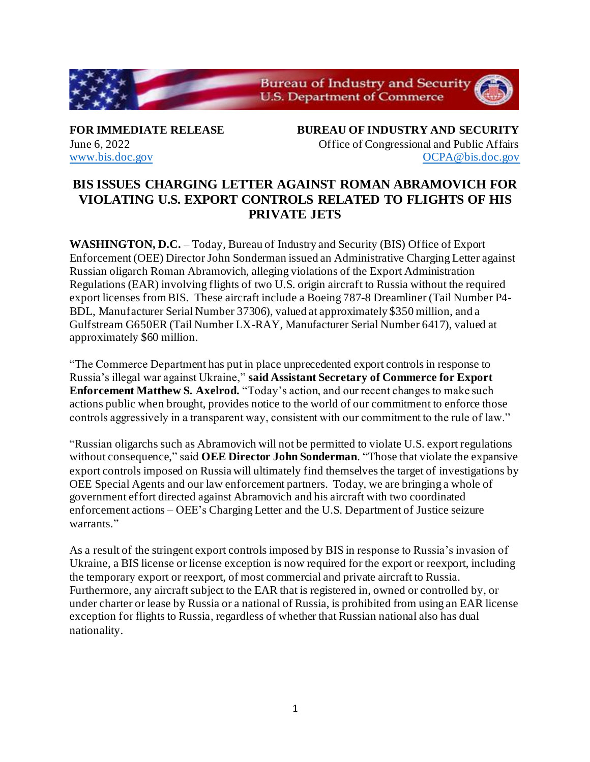**FOR IMMEDIATE RELEASE**
June 6, 2022
www.bis.doc.gov

**BUREAU OF INDUSTRY AND SECURITY**
Office of Congressional and Public Affairs
OCPA@bis.doc.gov

# BIS ISSUES CHARGING LETTER AGAINST ROMAN ABRAMOVICH FOR VIOLATING U.S. EXPORT CONTROLS RELATED TO FLIGHTS OF HIS PRIVATE JETS

**WASHINGTON, D.C.** – Today, Bureau of Industry and Security (BIS) Office of Export Enforcement (OEE) Director John Sonderman issued an Administrative Charging Letter against Russian oligarch Roman Abramovich, alleging violations of the Export Administration Regulations (EAR) involving flights of two U.S. origin aircraft to Russia without the required export licenses from BIS. These aircraft include a Boeing 787-8 Dreamliner (Tail Number P4-BDL, Manufacturer Serial Number 37306), valued at approximately $350 million, and a Gulfstream G650ER (Tail Number LX-RAY, Manufacturer Serial Number 6417), valued at approximately $60 million.

"The Commerce Department has put in place unprecedented export controls in response to Russia's illegal war against Ukraine," **said Assistant Secretary of Commerce for Export Enforcement Matthew S. Axelrod.** "Today's action, and our recent changes to make such actions public when brought, provides notice to the world of our commitment to enforce those controls aggressively in a transparent way, consistent with our commitment to the rule of law."

"Russian oligarchs such as Abramovich will not be permitted to violate U.S. export regulations without consequence," said **OEE Director John Sonderman**. "Those that violate the expansive export controls imposed on Russia will ultimately find themselves the target of investigations by OEE Special Agents and our law enforcement partners. Today, we are bringing a whole of government effort directed against Abramovich and his aircraft with two coordinated enforcement actions – OEE's Charging Letter and the U.S. Department of Justice seizure warrants."

As a result of the stringent export controls imposed by BIS in response to Russia's invasion of Ukraine, a BIS license or license exception is now required for the export or reexport, including the temporary export or reexport, of most commercial and private aircraft to Russia. Furthermore, any aircraft subject to the EAR that is registered in, owned or controlled by, or under charter or lease by Russia or a national of Russia, is prohibited from using an EAR license exception for flights to Russia, regardless of whether that Russian national also has dual nationality.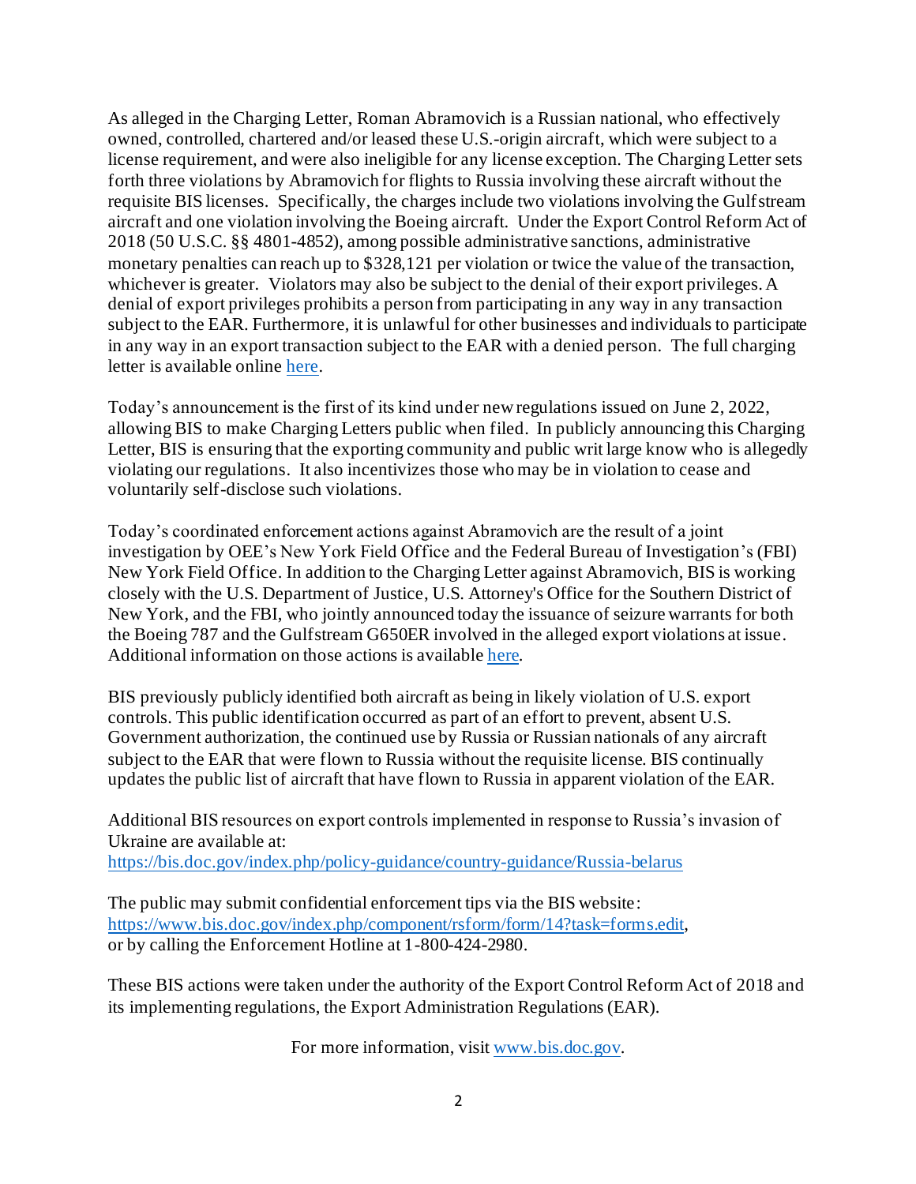As alleged in the Charging Letter, Roman Abramovich is a Russian national, who effectively owned, controlled, chartered and/or leased these U.S.-origin aircraft, which were subject to a license requirement, and were also ineligible for any license exception. The Charging Letter sets forth three violations by Abramovich for flights to Russia involving these aircraft without the requisite BIS licenses. Specifically, the charges include two violations involving the Gulfstream aircraft and one violation involving the Boeing aircraft. Under the Export Control Reform Act of 2018 (50 U.S.C. §§ 4801-4852), among possible administrative sanctions, administrative monetary penalties can reach up to $328,121 per violation or twice the value of the transaction, whichever is greater. Violators may also be subject to the denial of their export privileges. A denial of export privileges prohibits a person from participating in any way in any transaction subject to the EAR. Furthermore, it is unlawful for other businesses and individuals to participate in any way in an export transaction subject to the EAR with a denied person. The full charging letter is available online [here](#).

Today's announcement is the first of its kind under new regulations issued on June 2, 2022, allowing BIS to make Charging Letters public when filed. In publicly announcing this Charging Letter, BIS is ensuring that the exporting community and public writ large know who is allegedly violating our regulations. It also incentivizes those who may be in violation to cease and voluntarily self-disclose such violations.

Today's coordinated enforcement actions against Abramovich are the result of a joint investigation by OEE's New York Field Office and the Federal Bureau of Investigation's (FBI) New York Field Office. In addition to the Charging Letter against Abramovich, BIS is working closely with the U.S. Department of Justice, U.S. Attorney's Office for the Southern District of New York, and the FBI, who jointly announced today the issuance of seizure warrants for both the Boeing 787 and the Gulfstream G650ER involved in the alleged export violations at issue. Additional information on those actions is available [here](#).

BIS previously publicly identified both aircraft as being in likely violation of U.S. export controls. This public identification occurred as part of an effort to prevent, absent U.S. Government authorization, the continued use by Russia or Russian nationals of any aircraft subject to the EAR that were flown to Russia without the requisite license. BIS continually updates the public list of aircraft that have flown to Russia in apparent violation of the EAR.

Additional BIS resources on export controls implemented in response to Russia's invasion of Ukraine are available at:
https://bis.doc.gov/index.php/policy-guidance/country-guidance/Russia-belarus

The public may submit confidential enforcement tips via the BIS website:
https://www.bis.doc.gov/index.php/component/rsform/form/14?task=forms.edit,
or by calling the Enforcement Hotline at 1-800-424-2980.

These BIS actions were taken under the authority of the Export Control Reform Act of 2018 and its implementing regulations, the Export Administration Regulations (EAR).

For more information, visit www.bis.doc.gov.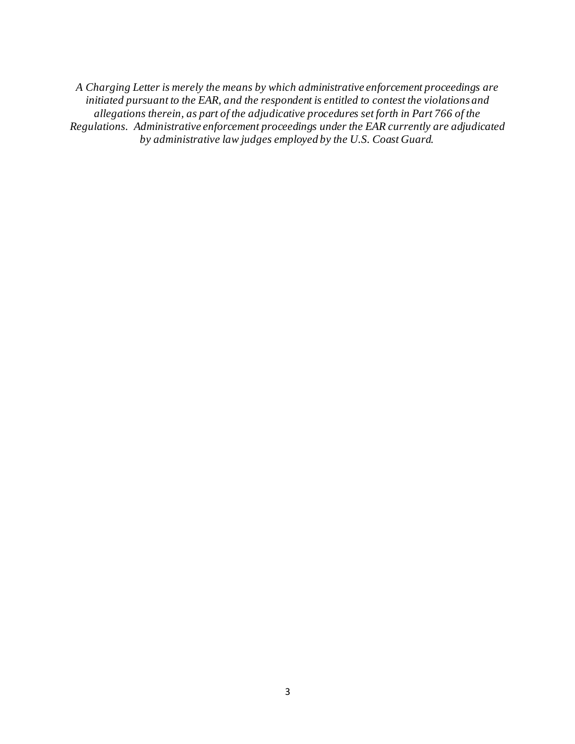*A Charging Letter is merely the means by which administrative enforcement proceedings are initiated pursuant to the EAR, and the respondent is entitled to contest the violations and allegations therein, as part of the adjudicative procedures set forth in Part 766 of the Regulations. Administrative enforcement proceedings under the EAR currently are adjudicated by administrative law judges employed by the U.S. Coast Guard.*